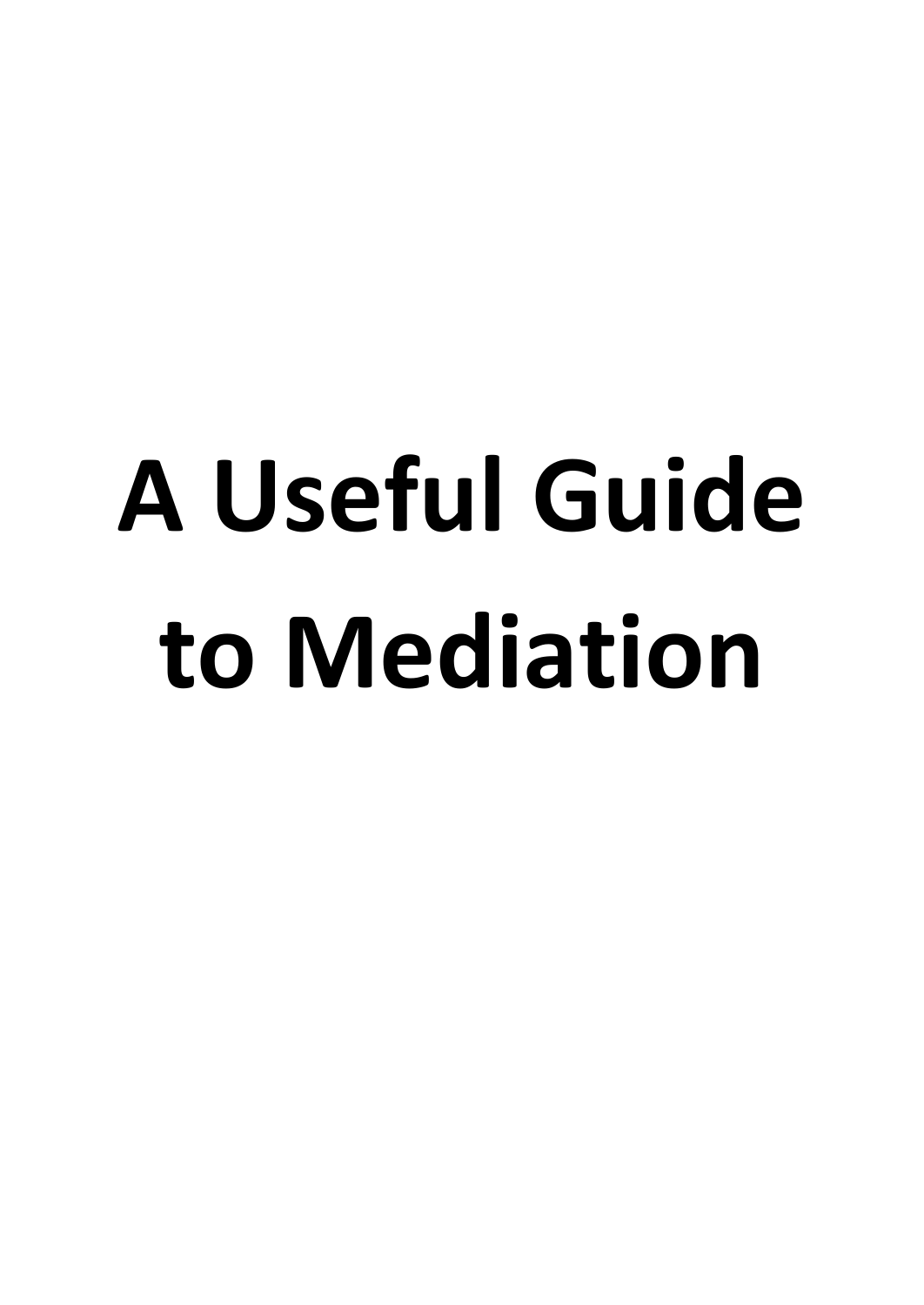# A Useful Guide to Mediation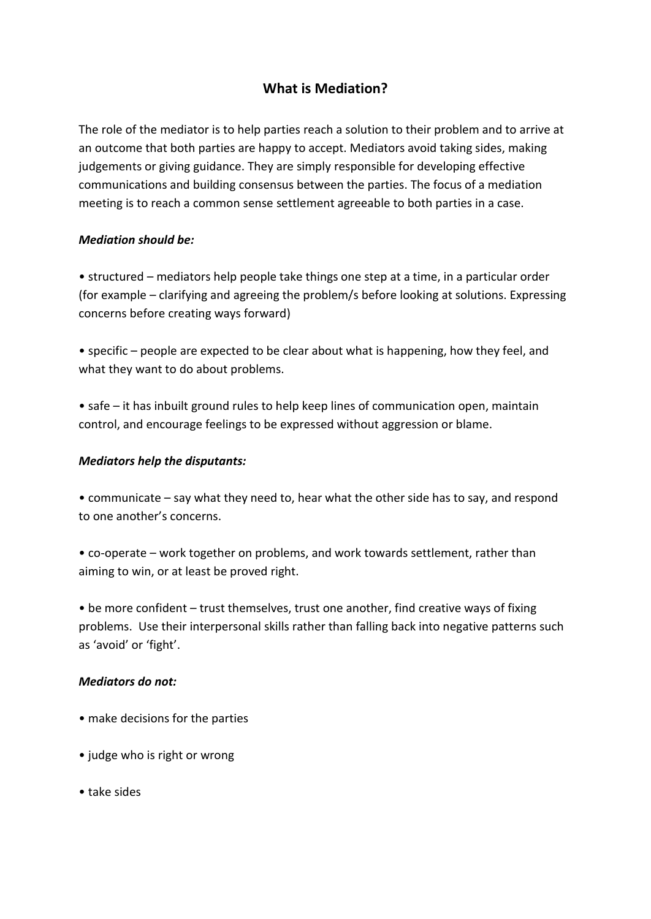# What is Mediation?

The role of the mediator is to help parties reach a solution to their problem and to arrive at an outcome that both parties are happy to accept. Mediators avoid taking sides, making judgements or giving guidance. They are simply responsible for developing effective communications and building consensus between the parties. The focus of a mediation meeting is to reach a common sense settlement agreeable to both parties in a case.

***Mediation should be:***

- structured – mediators help people take things one step at a time, in a particular order (for example – clarifying and agreeing the problem/s before looking at solutions. Expressing concerns before creating ways forward)

- specific – people are expected to be clear about what is happening, how they feel, and what they want to do about problems.

- safe – it has inbuilt ground rules to help keep lines of communication open, maintain control, and encourage feelings to be expressed without aggression or blame.

***Mediators help the disputants:***

- communicate – say what they need to, hear what the other side has to say, and respond to one another's concerns.

- co-operate – work together on problems, and work towards settlement, rather than aiming to win, or at least be proved right.

- be more confident – trust themselves, trust one another, find creative ways of fixing problems. Use their interpersonal skills rather than falling back into negative patterns such as 'avoid' or 'fight'.

***Mediators do not:***

- make decisions for the parties

- judge who is right or wrong

- take sides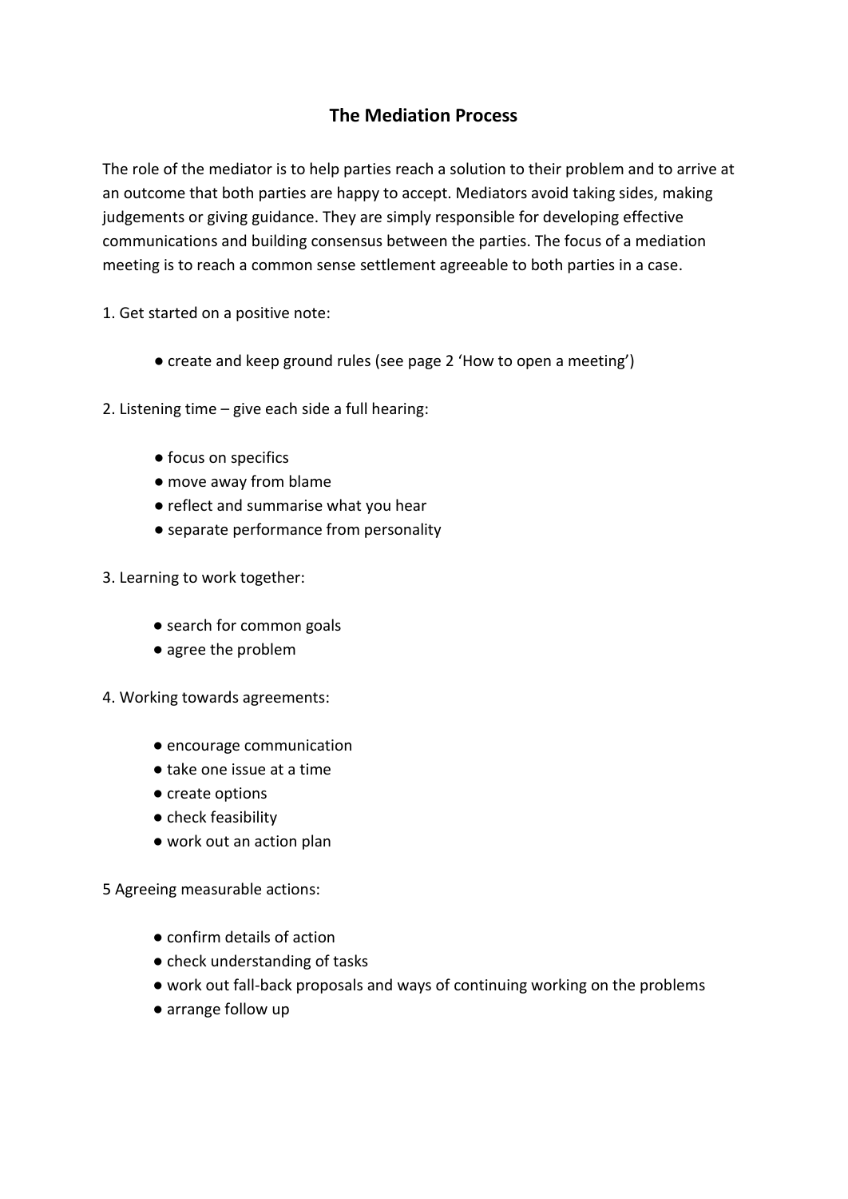# The Mediation Process

The role of the mediator is to help parties reach a solution to their problem and to arrive at an outcome that both parties are happy to accept. Mediators avoid taking sides, making judgements or giving guidance. They are simply responsible for developing effective communications and building consensus between the parties. The focus of a mediation meeting is to reach a common sense settlement agreeable to both parties in a case.

1. Get started on a positive note:

    - create and keep ground rules (see page 2 'How to open a meeting')

2. Listening time – give each side a full hearing:

    - focus on specifics
    - move away from blame
    - reflect and summarise what you hear
    - separate performance from personality

3. Learning to work together:

    - search for common goals
    - agree the problem

4. Working towards agreements:

    - encourage communication
    - take one issue at a time
    - create options
    - check feasibility
    - work out an action plan

5 Agreeing measurable actions:

- confirm details of action
- check understanding of tasks
- work out fall-back proposals and ways of continuing working on the problems
- arrange follow up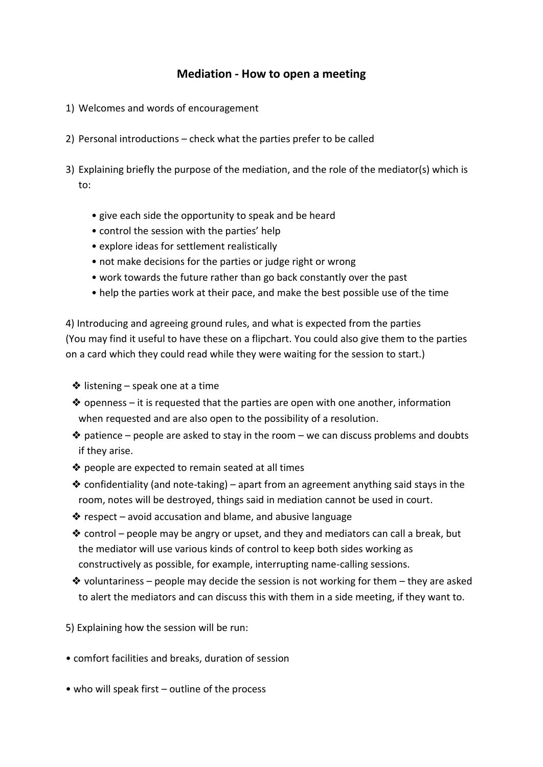# Mediation - How to open a meeting

1) Welcomes and words of encouragement

2) Personal introductions – check what the parties prefer to be called

3) Explaining briefly the purpose of the mediation, and the role of the mediator(s) which is to:

    - give each side the opportunity to speak and be heard
    - control the session with the parties' help
    - explore ideas for settlement realistically
    - not make decisions for the parties or judge right or wrong
    - work towards the future rather than go back constantly over the past
    - help the parties work at their pace, and make the best possible use of the time

4) Introducing and agreeing ground rules, and what is expected from the parties
(You may find it useful to have these on a flipchart. You could also give them to the parties on a card which they could read while they were waiting for the session to start.)

- ❖ listening – speak one at a time
- ❖ openness – it is requested that the parties are open with one another, information when requested and are also open to the possibility of a resolution.
- ❖ patience – people are asked to stay in the room – we can discuss problems and doubts if they arise.
- ❖ people are expected to remain seated at all times
- ❖ confidentiality (and note-taking) – apart from an agreement anything said stays in the room, notes will be destroyed, things said in mediation cannot be used in court.
- ❖ respect – avoid accusation and blame, and abusive language
- ❖ control – people may be angry or upset, and they and mediators can call a break, but the mediator will use various kinds of control to keep both sides working as constructively as possible, for example, interrupting name-calling sessions.
- ❖ voluntariness – people may decide the session is not working for them – they are asked to alert the mediators and can discuss this with them in a side meeting, if they want to.

5) Explaining how the session will be run:

- comfort facilities and breaks, duration of session

- who will speak first – outline of the process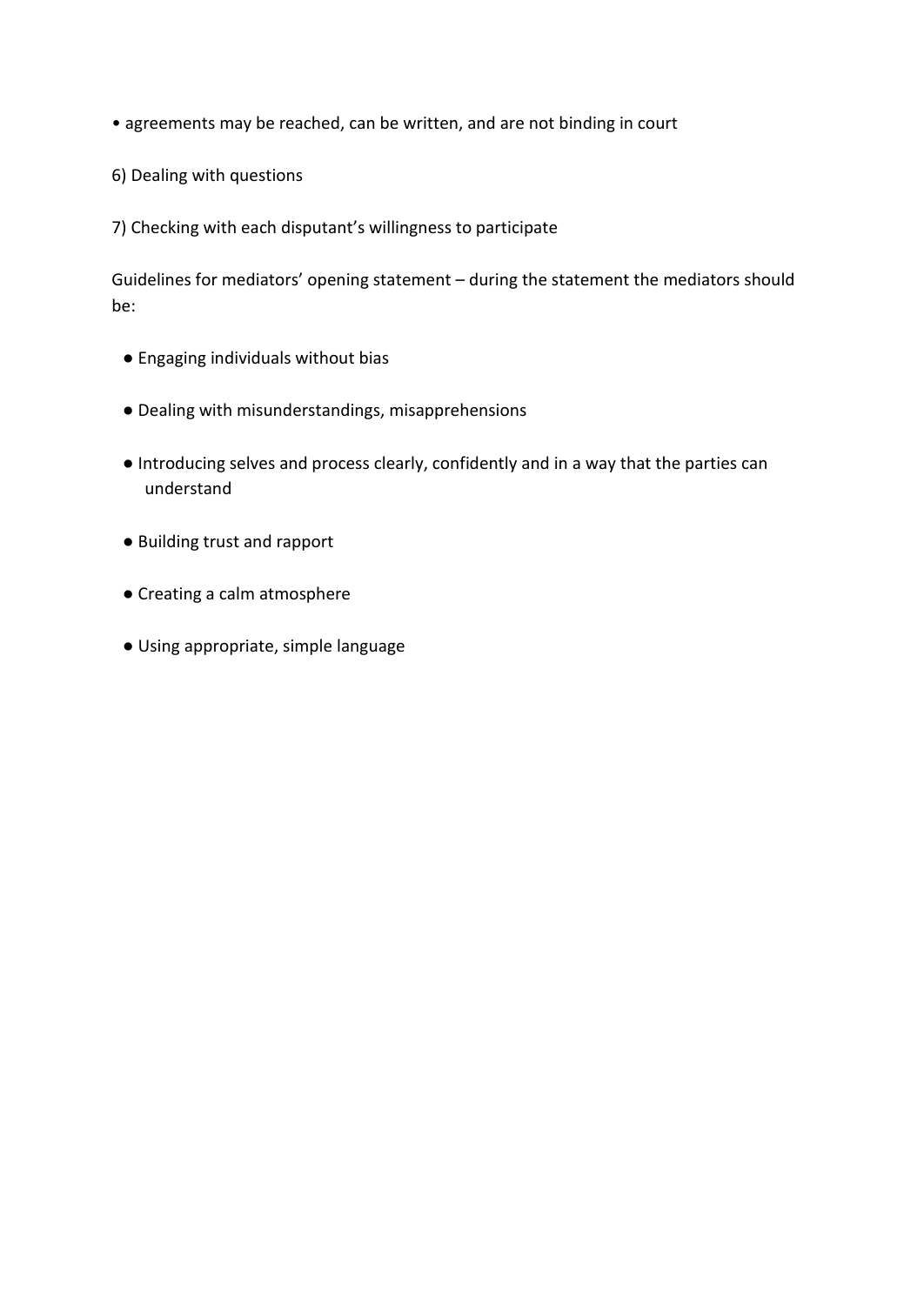- agreements may be reached, can be written, and are not binding in court

6) Dealing with questions

7) Checking with each disputant's willingness to participate

Guidelines for mediators' opening statement – during the statement the mediators should be:

- Engaging individuals without bias
- Dealing with misunderstandings, misapprehensions
- Introducing selves and process clearly, confidently and in a way that the parties can understand
- Building trust and rapport
- Creating a calm atmosphere
- Using appropriate, simple language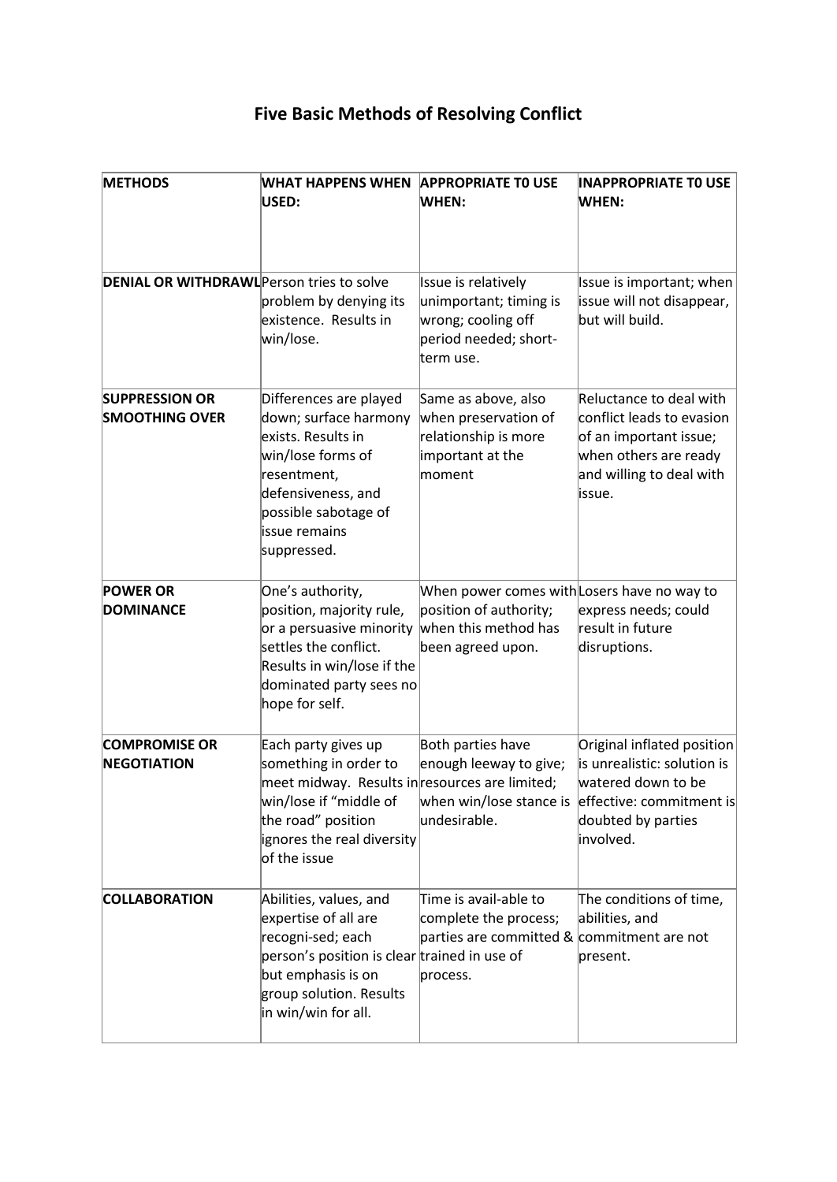# Five Basic Methods of Resolving Conflict

| METHODS | WHAT HAPPENS WHEN USED: | APPROPRIATE T0 USE WHEN: | INAPPROPRIATE T0 USE WHEN: |
|---|---|---|---|
| **DENIAL OR WITHDRAWL** | Person tries to solve problem by denying its existence. Results in win/lose. | Issue is relatively unimportant; timing is wrong; cooling off period needed; short-term use. | Issue is important; when issue will not disappear, but will build. |
| **SUPPRESSION OR SMOOTHING OVER** | Differences are played down; surface harmony exists. Results in win/lose forms of resentment, defensiveness, and possible sabotage of issue remains suppressed. | Same as above, also when preservation of relationship is more important at the moment | Reluctance to deal with conflict leads to evasion of an important issue; when others are ready and willing to deal with issue. |
| **POWER OR DOMINANCE** | One's authority, position, majority rule, or a persuasive minority settles the conflict. Results in win/lose if the dominated party sees no hope for self. | When power comes with position of authority; when this method has been agreed upon. | Losers have no way to express needs; could result in future disruptions. |
| **COMPROMISE OR NEGOTIATION** | Each party gives up something in order to meet midway. Results in win/lose if "middle of the road" position ignores the real diversity of the issue | Both parties have enough leeway to give; resources are limited; when win/lose stance is undesirable. | Original inflated position is unrealistic: solution is watered down to be effective: commitment is doubted by parties involved. |
| **COLLABORATION** | Abilities, values, and expertise of all are recogni-sed; each person's position is clear but emphasis is on group solution. Results in win/win for all. | Time is avail-able to complete the process; parties are committed & trained in use of process. | The conditions of time, abilities, and commitment are not present. |